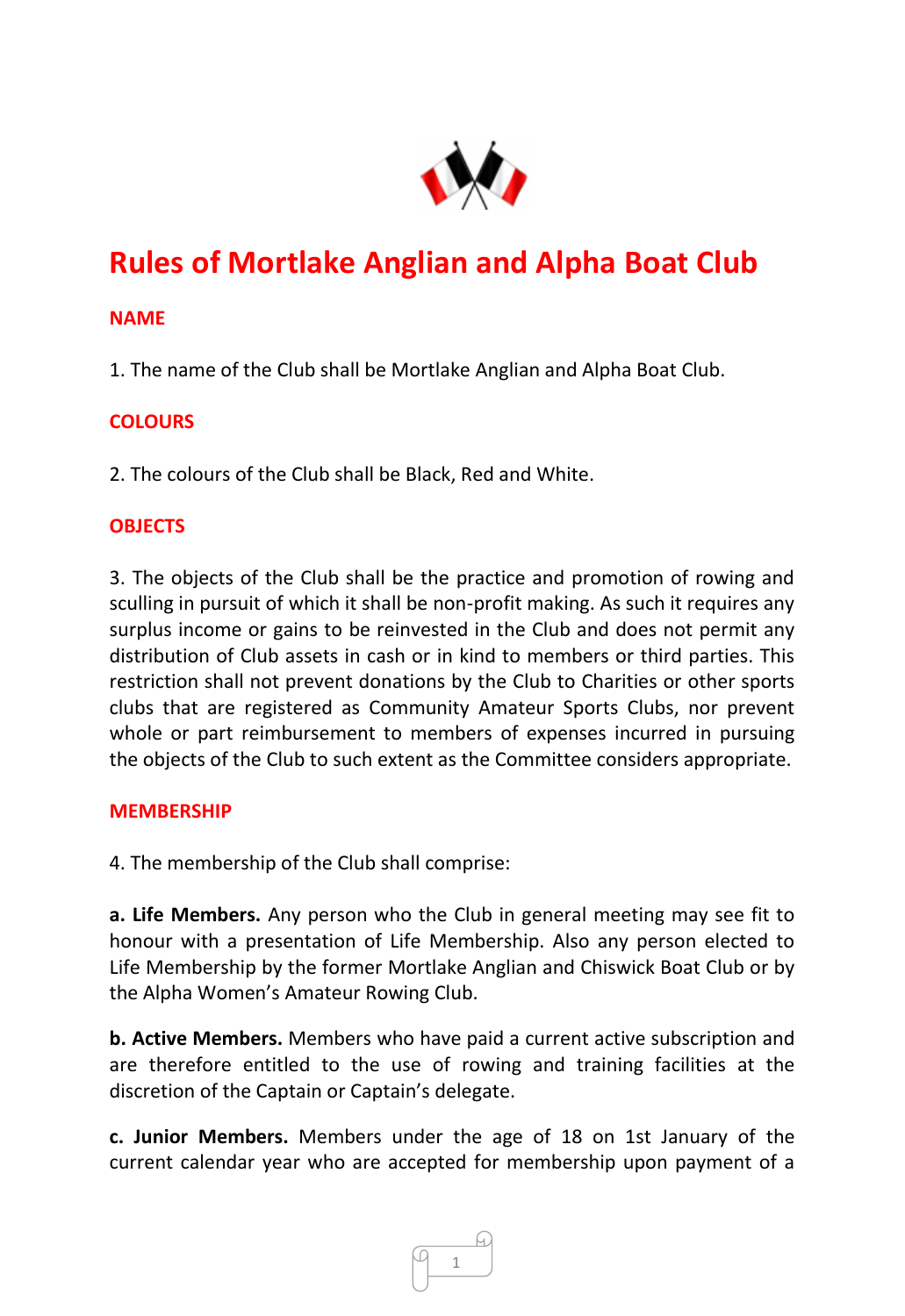# Rules of Mortlake Anglian and Alpha Boat Club

## NAME

1. The name of the Club shall be Mortlake Anglian and Alpha Boat Club.

## COLOURS

2. The colours of the Club shall be Black, Red and White.

## OBJECTS

3. The objects of the Club shall be the practice and promotion of rowing and sculling in pursuit of which it shall be non-profit making. As such it requires any surplus income or gains to be reinvested in the Club and does not permit any distribution of Club assets in cash or in kind to members or third parties. This restriction shall not prevent donations by the Club to Charities or other sports clubs that are registered as Community Amateur Sports Clubs, nor prevent whole or part reimbursement to members of expenses incurred in pursuing the objects of the Club to such extent as the Committee considers appropriate.

## MEMBERSHIP

4. The membership of the Club shall comprise:

**a. Life Members.** Any person who the Club in general meeting may see fit to honour with a presentation of Life Membership. Also any person elected to Life Membership by the former Mortlake Anglian and Chiswick Boat Club or by the Alpha Women's Amateur Rowing Club.

**b. Active Members.** Members who have paid a current active subscription and are therefore entitled to the use of rowing and training facilities at the discretion of the Captain or Captain's delegate.

**c. Junior Members.** Members under the age of 18 on 1st January of the current calendar year who are accepted for membership upon payment of a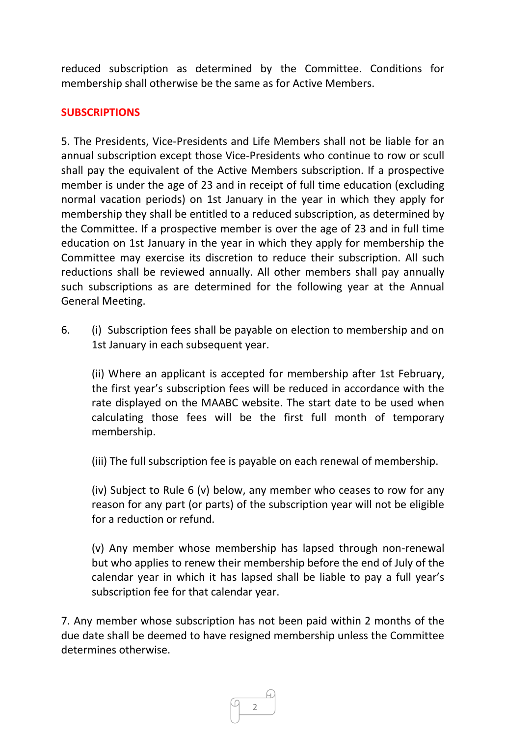reduced subscription as determined by the Committee. Conditions for membership shall otherwise be the same as for Active Members.

## SUBSCRIPTIONS

5. The Presidents, Vice-Presidents and Life Members shall not be liable for an annual subscription except those Vice-Presidents who continue to row or scull shall pay the equivalent of the Active Members subscription. If a prospective member is under the age of 23 and in receipt of full time education (excluding normal vacation periods) on 1st January in the year in which they apply for membership they shall be entitled to a reduced subscription, as determined by the Committee. If a prospective member is over the age of 23 and in full time education on 1st January in the year in which they apply for membership the Committee may exercise its discretion to reduce their subscription. All such reductions shall be reviewed annually. All other members shall pay annually such subscriptions as are determined for the following year at the Annual General Meeting.

6. (i) Subscription fees shall be payable on election to membership and on 1st January in each subsequent year.

   (ii) Where an applicant is accepted for membership after 1st February, the first year's subscription fees will be reduced in accordance with the rate displayed on the MAABC website. The start date to be used when calculating those fees will be the first full month of temporary membership.

   (iii) The full subscription fee is payable on each renewal of membership.

   (iv) Subject to Rule 6 (v) below, any member who ceases to row for any reason for any part (or parts) of the subscription year will not be eligible for a reduction or refund.

   (v) Any member whose membership has lapsed through non-renewal but who applies to renew their membership before the end of July of the calendar year in which it has lapsed shall be liable to pay a full year's subscription fee for that calendar year.

7. Any member whose subscription has not been paid within 2 months of the due date shall be deemed to have resigned membership unless the Committee determines otherwise.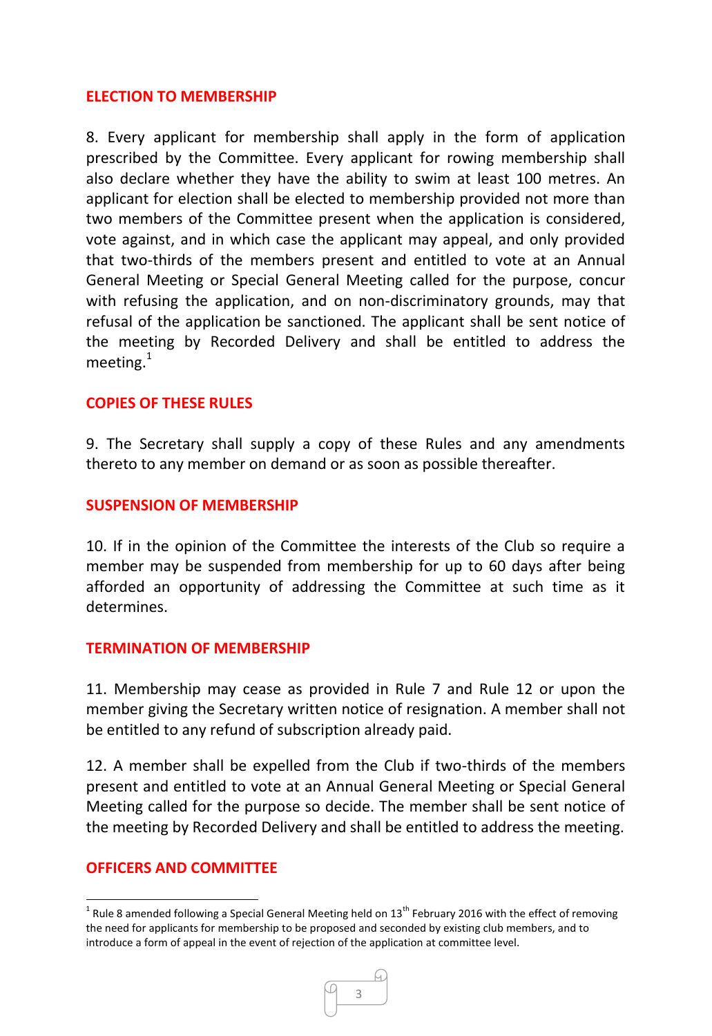## ELECTION TO MEMBERSHIP

8. Every applicant for membership shall apply in the form of application prescribed by the Committee. Every applicant for rowing membership shall also declare whether they have the ability to swim at least 100 metres. An applicant for election shall be elected to membership provided not more than two members of the Committee present when the application is considered, vote against, and in which case the applicant may appeal, and only provided that two-thirds of the members present and entitled to vote at an Annual General Meeting or Special General Meeting called for the purpose, concur with refusing the application, and on non-discriminatory grounds, may that refusal of the application be sanctioned. The applicant shall be sent notice of the meeting by Recorded Delivery and shall be entitled to address the meeting.[1]

## COPIES OF THESE RULES

9. The Secretary shall supply a copy of these Rules and any amendments thereto to any member on demand or as soon as possible thereafter.

## SUSPENSION OF MEMBERSHIP

10. If in the opinion of the Committee the interests of the Club so require a member may be suspended from membership for up to 60 days after being afforded an opportunity of addressing the Committee at such time as it determines.

## TERMINATION OF MEMBERSHIP

11. Membership may cease as provided in Rule 7 and Rule 12 or upon the member giving the Secretary written notice of resignation. A member shall not be entitled to any refund of subscription already paid.

12. A member shall be expelled from the Club if two-thirds of the members present and entitled to vote at an Annual General Meeting or Special General Meeting called for the purpose so decide. The member shall be sent notice of the meeting by Recorded Delivery and shall be entitled to address the meeting.

## OFFICERS AND COMMITTEE

---

[1] Rule 8 amended following a Special General Meeting held on 13th February 2016 with the effect of removing the need for applicants for membership to be proposed and seconded by existing club members, and to introduce a form of appeal in the event of rejection of the application at committee level.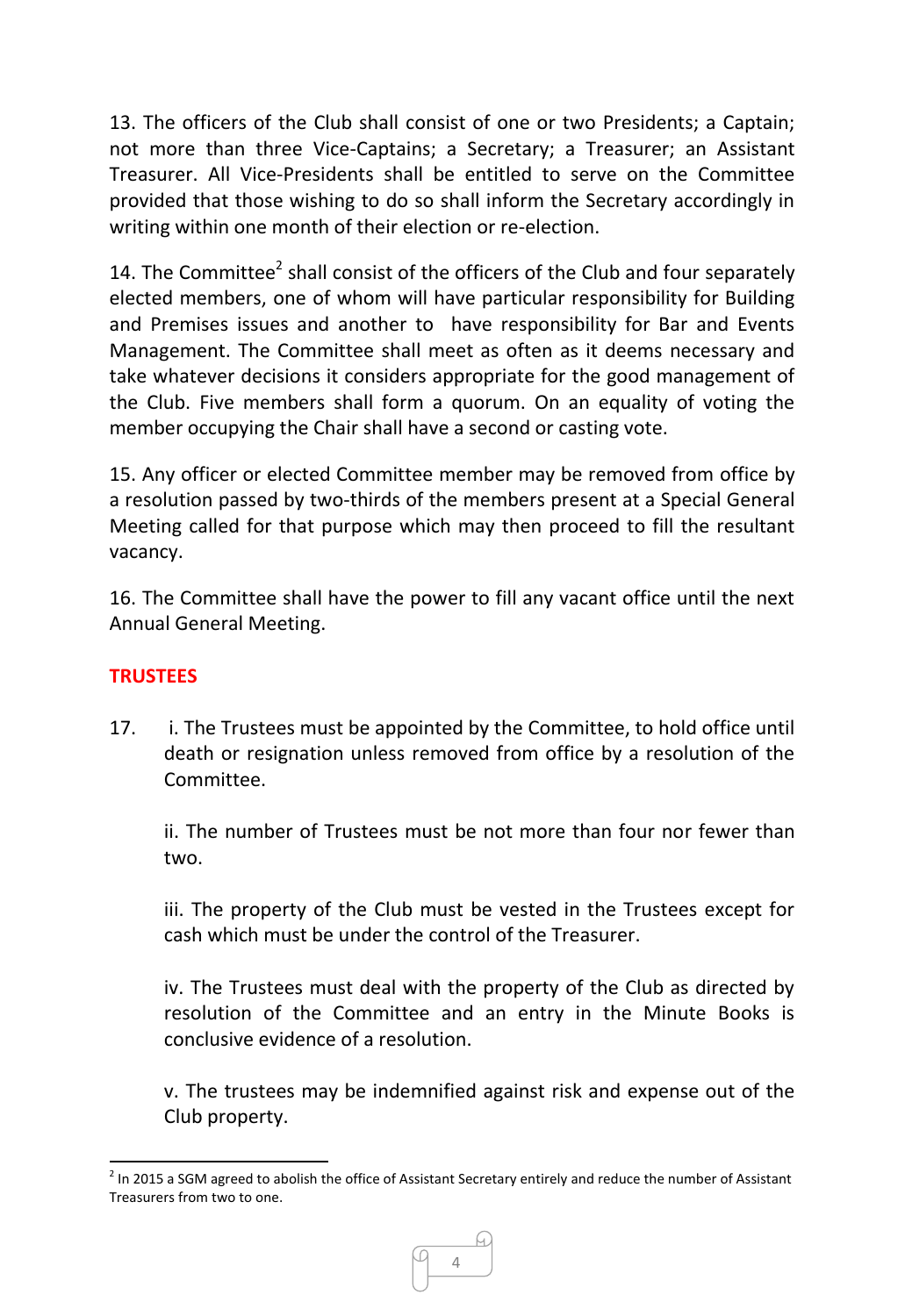13. The officers of the Club shall consist of one or two Presidents; a Captain; not more than three Vice-Captains; a Secretary; a Treasurer; an Assistant Treasurer. All Vice-Presidents shall be entitled to serve on the Committee provided that those wishing to do so shall inform the Secretary accordingly in writing within one month of their election or re-election.

14. The Committee[2] shall consist of the officers of the Club and four separately elected members, one of whom will have particular responsibility for Building and Premises issues and another to have responsibility for Bar and Events Management. The Committee shall meet as often as it deems necessary and take whatever decisions it considers appropriate for the good management of the Club. Five members shall form a quorum. On an equality of voting the member occupying the Chair shall have a second or casting vote.

15. Any officer or elected Committee member may be removed from office by a resolution passed by two-thirds of the members present at a Special General Meeting called for that purpose which may then proceed to fill the resultant vacancy.

16. The Committee shall have the power to fill any vacant office until the next Annual General Meeting.

## TRUSTEES

17. i. The Trustees must be appointed by the Committee, to hold office until death or resignation unless removed from office by a resolution of the Committee.

    ii. The number of Trustees must be not more than four nor fewer than two.

    iii. The property of the Club must be vested in the Trustees except for cash which must be under the control of the Treasurer.

    iv. The Trustees must deal with the property of the Club as directed by resolution of the Committee and an entry in the Minute Books is conclusive evidence of a resolution.

    v. The trustees may be indemnified against risk and expense out of the Club property.

---

[2] In 2015 a SGM agreed to abolish the office of Assistant Secretary entirely and reduce the number of Assistant Treasurers from two to one.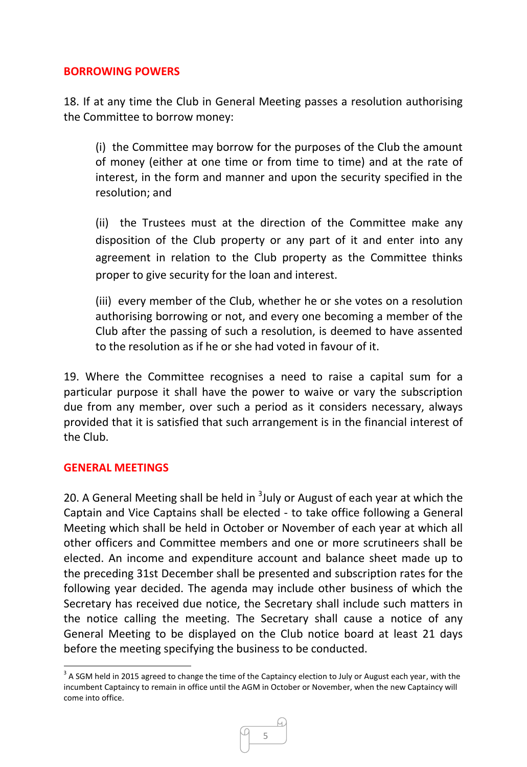## BORROWING POWERS

18. If at any time the Club in General Meeting passes a resolution authorising the Committee to borrow money:

(i) the Committee may borrow for the purposes of the Club the amount of money (either at one time or from time to time) and at the rate of interest, in the form and manner and upon the security specified in the resolution; and

(ii) the Trustees must at the direction of the Committee make any disposition of the Club property or any part of it and enter into any agreement in relation to the Club property as the Committee thinks proper to give security for the loan and interest.

(iii) every member of the Club, whether he or she votes on a resolution authorising borrowing or not, and every one becoming a member of the Club after the passing of such a resolution, is deemed to have assented to the resolution as if he or she had voted in favour of it.

19. Where the Committee recognises a need to raise a capital sum for a particular purpose it shall have the power to waive or vary the subscription due from any member, over such a period as it considers necessary, always provided that it is satisfied that such arrangement is in the financial interest of the Club.

## GENERAL MEETINGS

20. A General Meeting shall be held in [3]July or August of each year at which the Captain and Vice Captains shall be elected - to take office following a General Meeting which shall be held in October or November of each year at which all other officers and Committee members and one or more scrutineers shall be elected. An income and expenditure account and balance sheet made up to the preceding 31st December shall be presented and subscription rates for the following year decided. The agenda may include other business of which the Secretary has received due notice, the Secretary shall include such matters in the notice calling the meeting. The Secretary shall cause a notice of any General Meeting to be displayed on the Club notice board at least 21 days before the meeting specifying the business to be conducted.

[3] A SGM held in 2015 agreed to change the time of the Captaincy election to July or August each year, with the incumbent Captaincy to remain in office until the AGM in October or November, when the new Captaincy will come into office.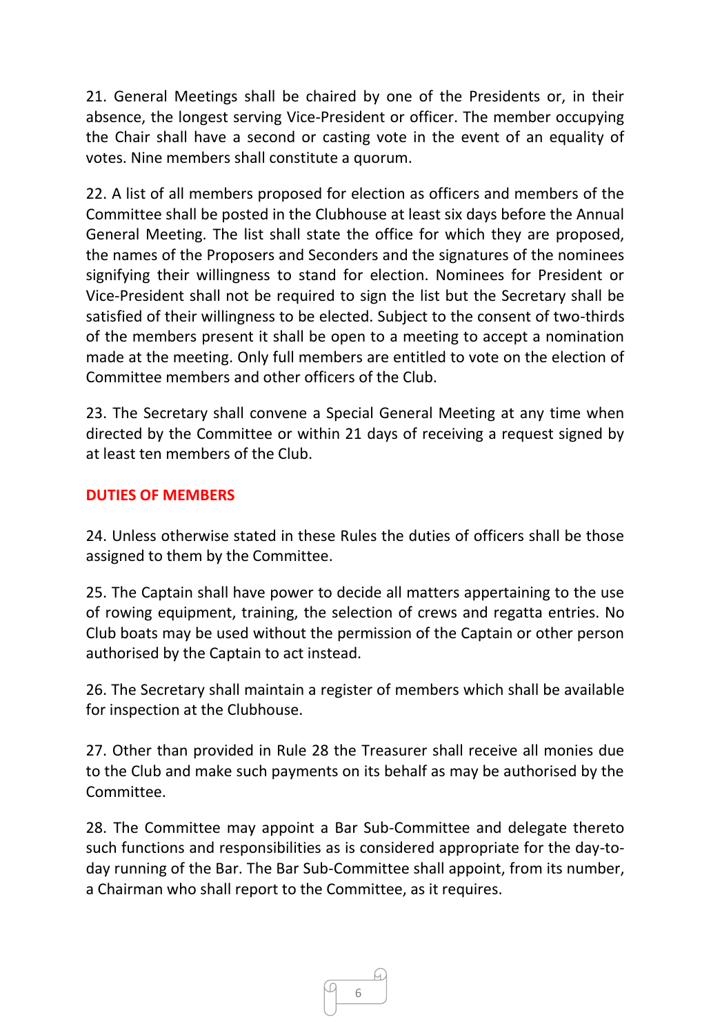21. General Meetings shall be chaired by one of the Presidents or, in their absence, the longest serving Vice-President or officer. The member occupying the Chair shall have a second or casting vote in the event of an equality of votes. Nine members shall constitute a quorum.

22. A list of all members proposed for election as officers and members of the Committee shall be posted in the Clubhouse at least six days before the Annual General Meeting. The list shall state the office for which they are proposed, the names of the Proposers and Seconders and the signatures of the nominees signifying their willingness to stand for election. Nominees for President or Vice-President shall not be required to sign the list but the Secretary shall be satisfied of their willingness to be elected. Subject to the consent of two-thirds of the members present it shall be open to a meeting to accept a nomination made at the meeting. Only full members are entitled to vote on the election of Committee members and other officers of the Club.

23. The Secretary shall convene a Special General Meeting at any time when directed by the Committee or within 21 days of receiving a request signed by at least ten members of the Club.

## DUTIES OF MEMBERS

24. Unless otherwise stated in these Rules the duties of officers shall be those assigned to them by the Committee.

25. The Captain shall have power to decide all matters appertaining to the use of rowing equipment, training, the selection of crews and regatta entries. No Club boats may be used without the permission of the Captain or other person authorised by the Captain to act instead.

26. The Secretary shall maintain a register of members which shall be available for inspection at the Clubhouse.

27. Other than provided in Rule 28 the Treasurer shall receive all monies due to the Club and make such payments on its behalf as may be authorised by the Committee.

28. The Committee may appoint a Bar Sub-Committee and delegate thereto such functions and responsibilities as is considered appropriate for the day-to-day running of the Bar. The Bar Sub-Committee shall appoint, from its number, a Chairman who shall report to the Committee, as it requires.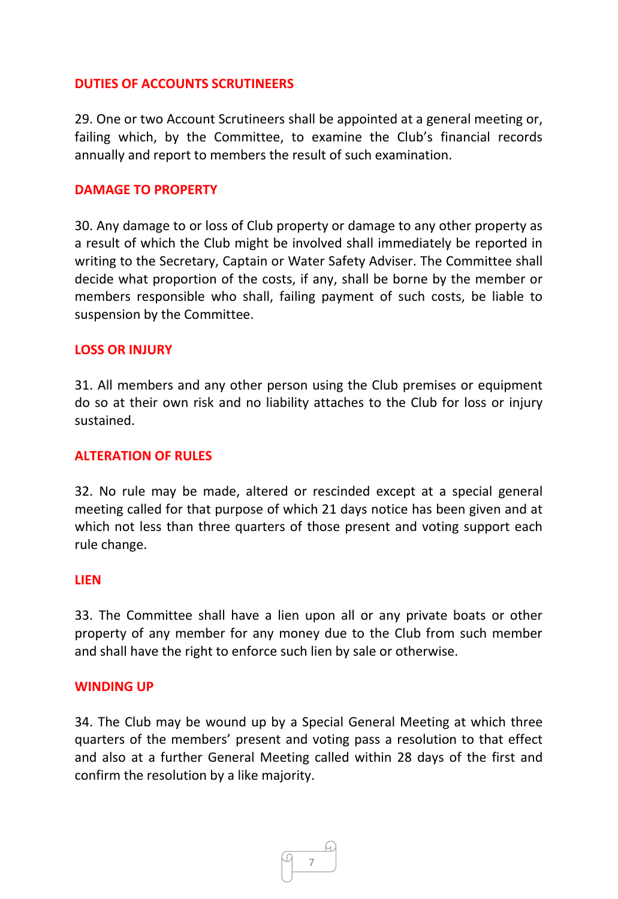## DUTIES OF ACCOUNTS SCRUTINEERS

29. One or two Account Scrutineers shall be appointed at a general meeting or, failing which, by the Committee, to examine the Club's financial records annually and report to members the result of such examination.

## DAMAGE TO PROPERTY

30. Any damage to or loss of Club property or damage to any other property as a result of which the Club might be involved shall immediately be reported in writing to the Secretary, Captain or Water Safety Adviser. The Committee shall decide what proportion of the costs, if any, shall be borne by the member or members responsible who shall, failing payment of such costs, be liable to suspension by the Committee.

## LOSS OR INJURY

31. All members and any other person using the Club premises or equipment do so at their own risk and no liability attaches to the Club for loss or injury sustained.

## ALTERATION OF RULES

32. No rule may be made, altered or rescinded except at a special general meeting called for that purpose of which 21 days notice has been given and at which not less than three quarters of those present and voting support each rule change.

## LIEN

33. The Committee shall have a lien upon all or any private boats or other property of any member for any money due to the Club from such member and shall have the right to enforce such lien by sale or otherwise.

## WINDING UP

34. The Club may be wound up by a Special General Meeting at which three quarters of the members' present and voting pass a resolution to that effect and also at a further General Meeting called within 28 days of the first and confirm the resolution by a like majority.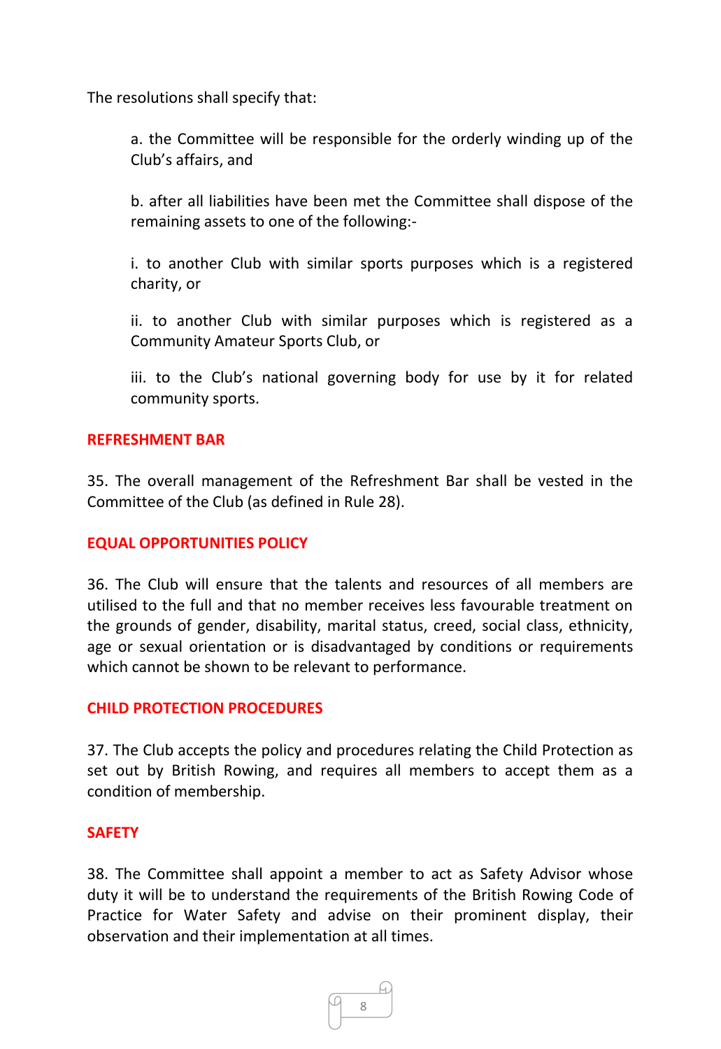The resolutions shall specify that:

a. the Committee will be responsible for the orderly winding up of the Club's affairs, and

b. after all liabilities have been met the Committee shall dispose of the remaining assets to one of the following:-

i. to another Club with similar sports purposes which is a registered charity, or

ii. to another Club with similar purposes which is registered as a Community Amateur Sports Club, or

iii. to the Club's national governing body for use by it for related community sports.

## REFRESHMENT BAR

35. The overall management of the Refreshment Bar shall be vested in the Committee of the Club (as defined in Rule 28).

## EQUAL OPPORTUNITIES POLICY

36. The Club will ensure that the talents and resources of all members are utilised to the full and that no member receives less favourable treatment on the grounds of gender, disability, marital status, creed, social class, ethnicity, age or sexual orientation or is disadvantaged by conditions or requirements which cannot be shown to be relevant to performance.

## CHILD PROTECTION PROCEDURES

37. The Club accepts the policy and procedures relating the Child Protection as set out by British Rowing, and requires all members to accept them as a condition of membership.

## SAFETY

38. The Committee shall appoint a member to act as Safety Advisor whose duty it will be to understand the requirements of the British Rowing Code of Practice for Water Safety and advise on their prominent display, their observation and their implementation at all times.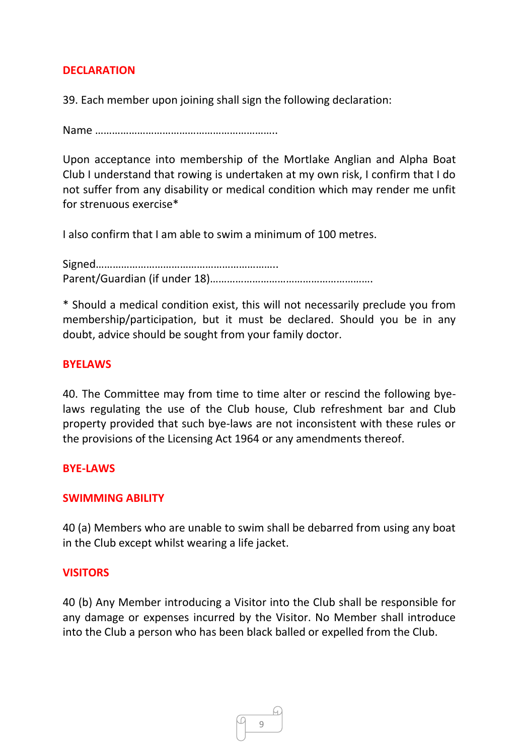## DECLARATION

39. Each member upon joining shall sign the following declaration:

Name ………………………………………………………..

Upon acceptance into membership of the Mortlake Anglian and Alpha Boat Club I understand that rowing is undertaken at my own risk, I confirm that I do not suffer from any disability or medical condition which may render me unfit for strenuous exercise*

I also confirm that I am able to swim a minimum of 100 metres.

Signed………………………………………………………..
Parent/Guardian (if under 18)………………………………………………….

* Should a medical condition exist, this will not necessarily preclude you from membership/participation, but it must be declared. Should you be in any doubt, advice should be sought from your family doctor.

## BYELAWS

40. The Committee may from time to time alter or rescind the following bye-laws regulating the use of the Club house, Club refreshment bar and Club property provided that such bye-laws are not inconsistent with these rules or the provisions of the Licensing Act 1964 or any amendments thereof.

## BYE-LAWS

### SWIMMING ABILITY

40 (a) Members who are unable to swim shall be debarred from using any boat in the Club except whilst wearing a life jacket.

### VISITORS

40 (b) Any Member introducing a Visitor into the Club shall be responsible for any damage or expenses incurred by the Visitor. No Member shall introduce into the Club a person who has been black balled or expelled from the Club.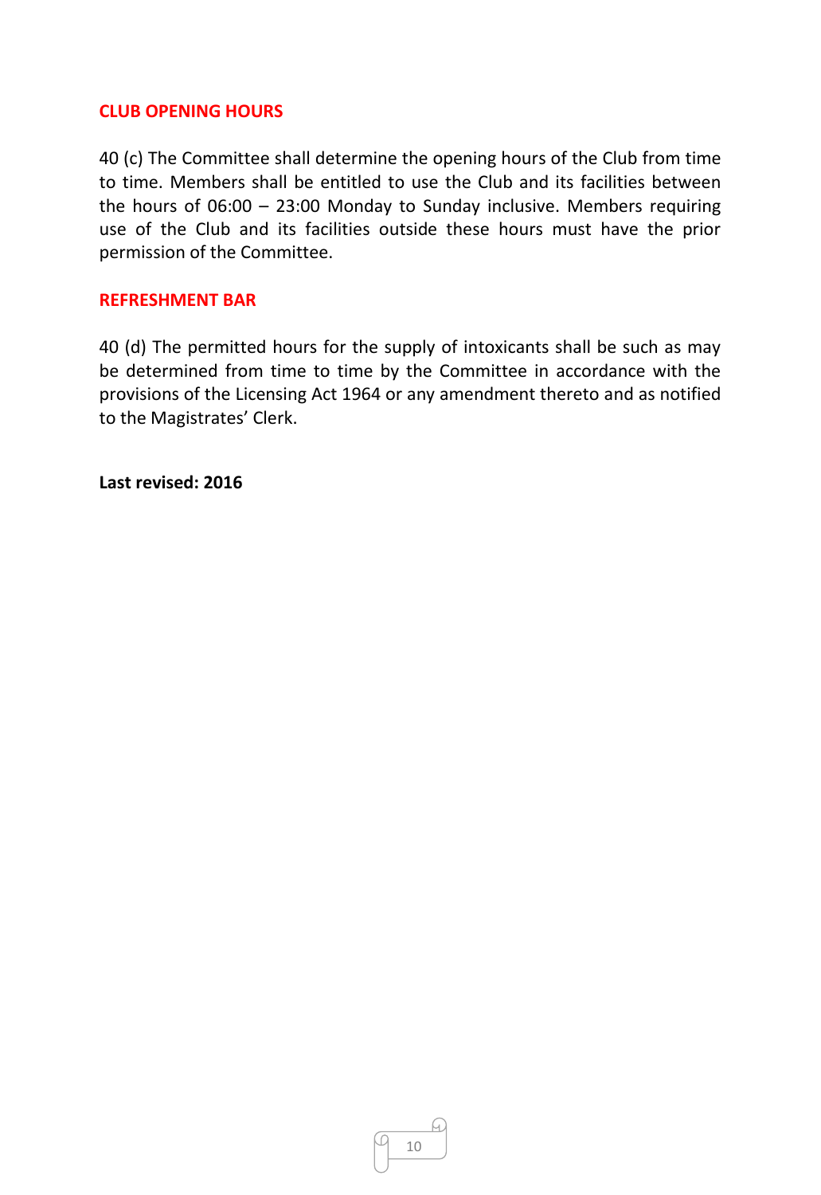## CLUB OPENING HOURS

40 (c) The Committee shall determine the opening hours of the Club from time to time. Members shall be entitled to use the Club and its facilities between the hours of 06:00 – 23:00 Monday to Sunday inclusive. Members requiring use of the Club and its facilities outside these hours must have the prior permission of the Committee.

## REFRESHMENT BAR

40 (d) The permitted hours for the supply of intoxicants shall be such as may be determined from time to time by the Committee in accordance with the provisions of the Licensing Act 1964 or any amendment thereto and as notified to the Magistrates' Clerk.

**Last revised: 2016**